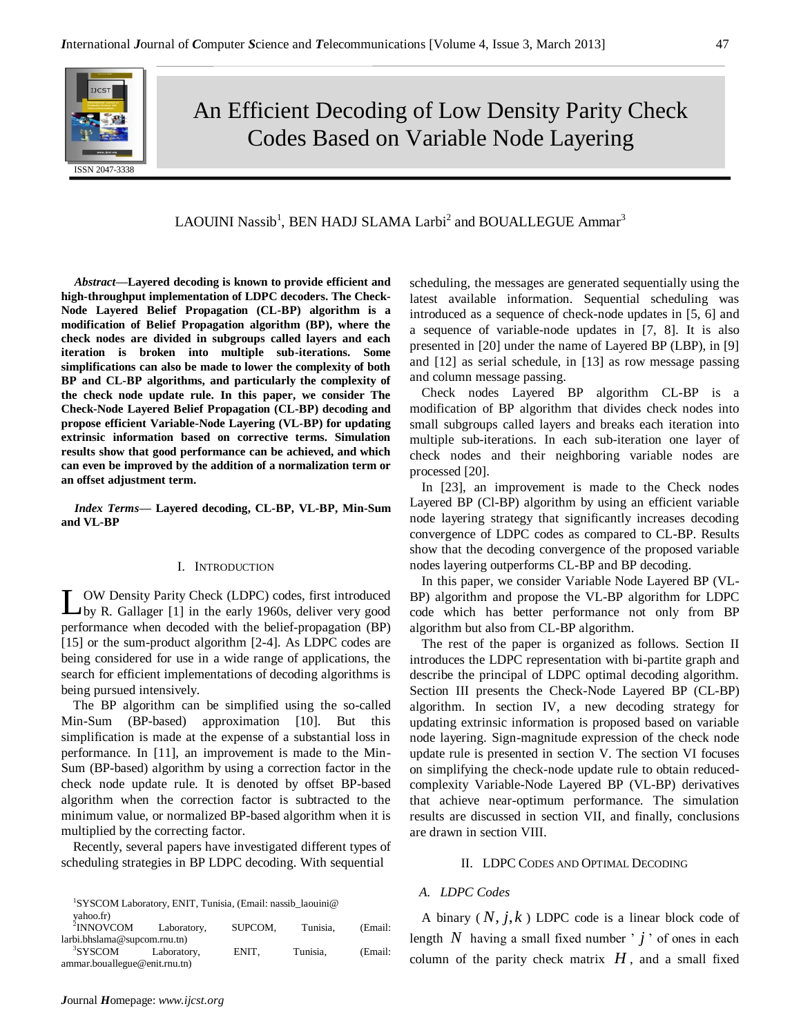# An Efficient Decoding of Low Density Parity Check Codes Based on Variable Node Layering

LAOUINI Nassib[1], BEN HADJ SLAMA Larbi[2] and BOUALLEGUE Ammar[3]

***Abstract*—Layered decoding is known to provide efficient and high-throughput implementation of LDPC decoders. The Check-Node Layered Belief Propagation (CL-BP) algorithm is a modification of Belief Propagation algorithm (BP), where the check nodes are divided in subgroups called layers and each iteration is broken into multiple sub-iterations. Some simplifications can also be made to lower the complexity of both BP and CL-BP algorithms, and particularly the complexity of the check node update rule. In this paper, we consider The Check-Node Layered Belief Propagation (CL-BP) decoding and propose efficient Variable-Node Layering (VL-BP) for updating extrinsic information based on corrective terms. Simulation results show that good performance can be achieved, and which can even be improved by the addition of a normalization term or an offset adjustment term.**

***Index Terms*— Layered decoding, CL-BP, VL-BP, Min-Sum and VL-BP**

## I. Introduction

LOW Density Parity Check (LDPC) codes, first introduced by R. Gallager [1] in the early 1960s, deliver very good performance when decoded with the belief-propagation (BP) [15] or the sum-product algorithm [2-4]. As LDPC codes are being considered for use in a wide range of applications, the search for efficient implementations of decoding algorithms is being pursued intensively.

The BP algorithm can be simplified using the so-called Min-Sum (BP-based) approximation [10]. But this simplification is made at the expense of a substantial loss in performance. In [11], an improvement is made to the Min-Sum (BP-based) algorithm by using a correction factor in the check node update rule. It is denoted by offset BP-based algorithm when the correction factor is subtracted to the minimum value, or normalized BP-based algorithm when it is multiplied by the correcting factor.

Recently, several papers have investigated different types of scheduling strategies in BP LDPC decoding. With sequential scheduling, the messages are generated sequentially using the latest available information. Sequential scheduling was introduced as a sequence of check-node updates in [5, 6] and a sequence of variable-node updates in [7, 8]. It is also presented in [20] under the name of Layered BP (LBP), in [9] and [12] as serial schedule, in [13] as row message passing and column message passing.

Check nodes Layered BP algorithm CL-BP is a modification of BP algorithm that divides check nodes into small subgroups called layers and breaks each iteration into multiple sub-iterations. In each sub-iteration one layer of check nodes and their neighboring variable nodes are processed [20].

In [23], an improvement is made to the Check nodes Layered BP (Cl-BP) algorithm by using an efficient variable node layering strategy that significantly increases decoding convergence of LDPC codes as compared to CL-BP. Results show that the decoding convergence of the proposed variable nodes layering outperforms CL-BP and BP decoding.

In this paper, we consider Variable Node Layered BP (VL-BP) algorithm and propose the VL-BP algorithm for LDPC code which has better performance not only from BP algorithm but also from CL-BP algorithm.

The rest of the paper is organized as follows. Section II introduces the LDPC representation with bi-partite graph and describe the principal of LDPC optimal decoding algorithm. Section III presents the Check-Node Layered BP (CL-BP) algorithm. In section IV, a new decoding strategy for updating extrinsic information is proposed based on variable node layering. Sign-magnitude expression of the check node update rule is presented in section V. The section VI focuses on simplifying the check-node update rule to obtain reduced-complexity Variable-Node Layered BP (VL-BP) derivatives that achieve near-optimum performance. The simulation results are discussed in section VII, and finally, conclusions are drawn in section VIII.

## II. LDPC Codes and Optimal Decoding

### A. LDPC Codes

A binary ( $N, j, k$ ) LDPC code is a linear block code of length $N$ having a small fixed number ’ $j$ ’ of ones in each column of the parity check matrix $H$, and a small fixed

[1]SYSCOM Laboratory, ENIT, Tunisia, (Email: nassib_laouini@yahoo.fr)
[2]INNOVCOM Laboratory, SUPCOM, Tunisia, (Email: larbi.bhslama@supcom.rnu.tn)
[3]SYSCOM Laboratory, ENIT, Tunisia, (Email: ammar.bouallegue@enit.rnu.tn)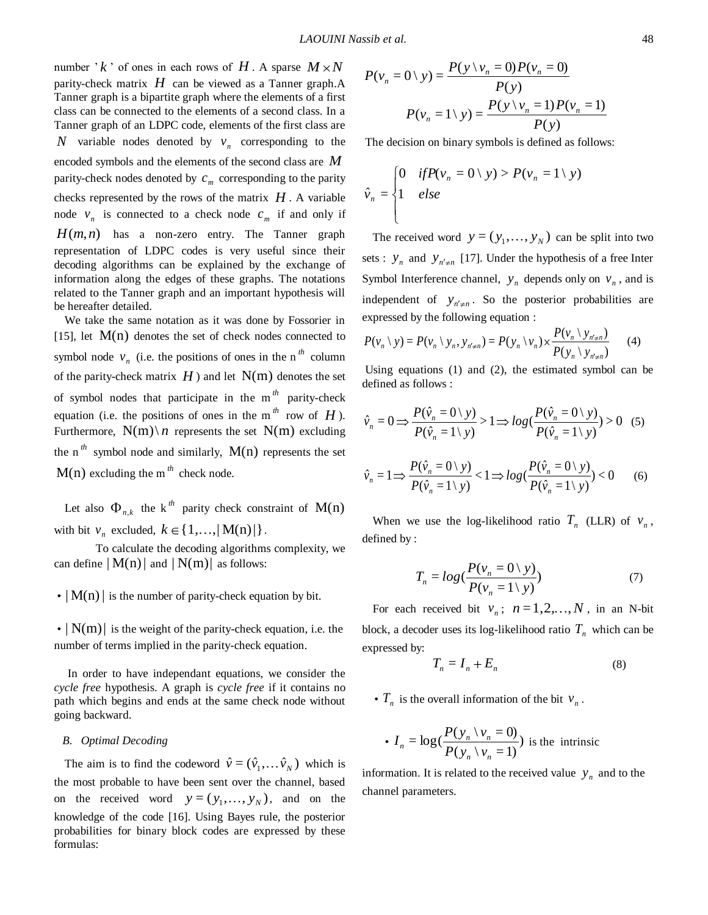number ’ $k$ ’ of ones in each rows of $H$. A sparse $M \times N$ parity-check matrix $H$ can be viewed as a Tanner graph.A Tanner graph is a bipartite graph where the elements of a first class can be connected to the elements of a second class. In a Tanner graph of an LDPC code, elements of the first class are $N$ variable nodes denoted by $v_n$ corresponding to the encoded symbols and the elements of the second class are $M$ parity-check nodes denoted by $c_m$ corresponding to the parity checks represented by the rows of the matrix $H$. A variable node $v_n$ is connected to a check node $c_m$ if and only if $H(m,n)$ has a non-zero entry. The Tanner graph representation of LDPC codes is very useful since their decoding algorithms can be explained by the exchange of information along the edges of these graphs. The notations related to the Tanner graph and an important hypothesis will be hereafter detailed.

We take the same notation as it was done by Fossorier in [15], let $\mathrm{M(n)}$ denotes the set of check nodes connected to symbol node $v_n$ (i.e. the positions of ones in the n $^{th}$ column of the parity-check matrix $H$) and let $\mathrm{N(m)}$ denotes the set of symbol nodes that participate in the m $^{th}$ parity-check equation (i.e. the positions of ones in the m $^{th}$ row of $H$). Furthermore, $\mathrm{N(m)} \backslash n$ represents the set $\mathrm{N(m)}$ excluding the n $^{th}$ symbol node and similarly, $\mathrm{M(n)}$ represents the set $\mathrm{M(n)}$ excluding the m $^{th}$ check node.

Let also $\Phi_{n,k}$ the k $^{th}$ parity check constraint of $\mathrm{M(n)}$ with bit $v_n$ excluded, $k \in \{1,\ldots,|\mathrm{M(n)}|\}$.

To calculate the decoding algorithms complexity, we can define $|\mathrm{M(n)}|$ and $|\mathrm{N(m)}|$ as follows:

- $|\mathrm{M(n)}|$ is the number of parity-check equation by bit.
- $|\mathrm{N(m)}|$ is the weight of the parity-check equation, i.e. the number of terms implied in the parity-check equation.

In order to have independant equations, we consider the *cycle free* hypothesis. A graph is *cycle free* if it contains no path which begins and ends at the same check node without going backward.

### B. Optimal Decoding

The aim is to find the codeword $\hat{v} = (\hat{v}_1, \ldots \hat{v}_N)$ which is the most probable to have been sent over the channel, based on the received word $y = (y_1, \ldots, y_N)$, and on the knowledge of the code [16]. Using Bayes rule, the posterior probabilities for binary block codes are expressed by these formulas:

$$P(v_n = 0 \backslash y) = \frac{P(y \backslash v_n = 0) P(v_n = 0)}{P(y)}$$

$$P(v_n = 1 \backslash y) = \frac{P(y \backslash v_n = 1) P(v_n = 1)}{P(y)}$$

The decision on binary symbols is defined as follows:

$$\hat{v}_n = \begin{cases} 0 & if P(v_n = 0 \backslash y) > P(v_n = 1 \backslash y) \\ 1 & else \end{cases}$$

The received word $y = (y_1, \ldots, y_N)$ can be split into two sets : $y_n$ and $y_{n' \neq n}$ [17]. Under the hypothesis of a free Inter Symbol Interference channel, $y_n$ depends only on $v_n$, and is independent of $y_{n' \neq n}$. So the posterior probabilities are expressed by the following equation :

$$P(v_n \backslash y) = P(v_n \backslash y_n, y_{n' \neq n}) = P(y_n \backslash v_n) \times \frac{P(v_n \backslash y_{n' \neq n})}{P(y_n \backslash y_{n' \neq n})} \quad (4)$$

Using equations (1) and (2), the estimated symbol can be defined as follows :

$$\hat{v}_n = 0 \Rightarrow \frac{P(\hat{v}_n = 0 \backslash y)}{P(\hat{v}_n = 1 \backslash y)} > 1 \Rightarrow log(\frac{P(\hat{v}_n = 0 \backslash y)}{P(\hat{v}_n = 1 \backslash y)}) > 0 \quad (5)$$

$$\hat{v}_n = 1 \Rightarrow \frac{P(\hat{v}_n = 0 \backslash y)}{P(\hat{v}_n = 1 \backslash y)} < 1 \Rightarrow log(\frac{P(\hat{v}_n = 0 \backslash y)}{P(\hat{v}_n = 1 \backslash y)}) < 0 \quad (6)$$

When we use the log-likelihood ratio $T_n$ (LLR) of $v_n$, defined by :

$$T_n = log(\frac{P(v_n = 0 \backslash y)}{P(v_n = 1 \backslash y)}) \quad (7)$$

For each received bit $v_n$; $n = 1, 2, \ldots, N$, in an N-bit block, a decoder uses its log-likelihood ratio $T_n$ which can be expressed by:

$$T_n = I_n + E_n \quad (8)$$

- $T_n$ is the overall information of the bit $v_n$.
- $I_n = \log(\frac{P(y_n \backslash v_n = 0)}{P(y_n \backslash v_n = 1)})$ is the intrinsic information. It is related to the received value $y_n$ and to the channel parameters.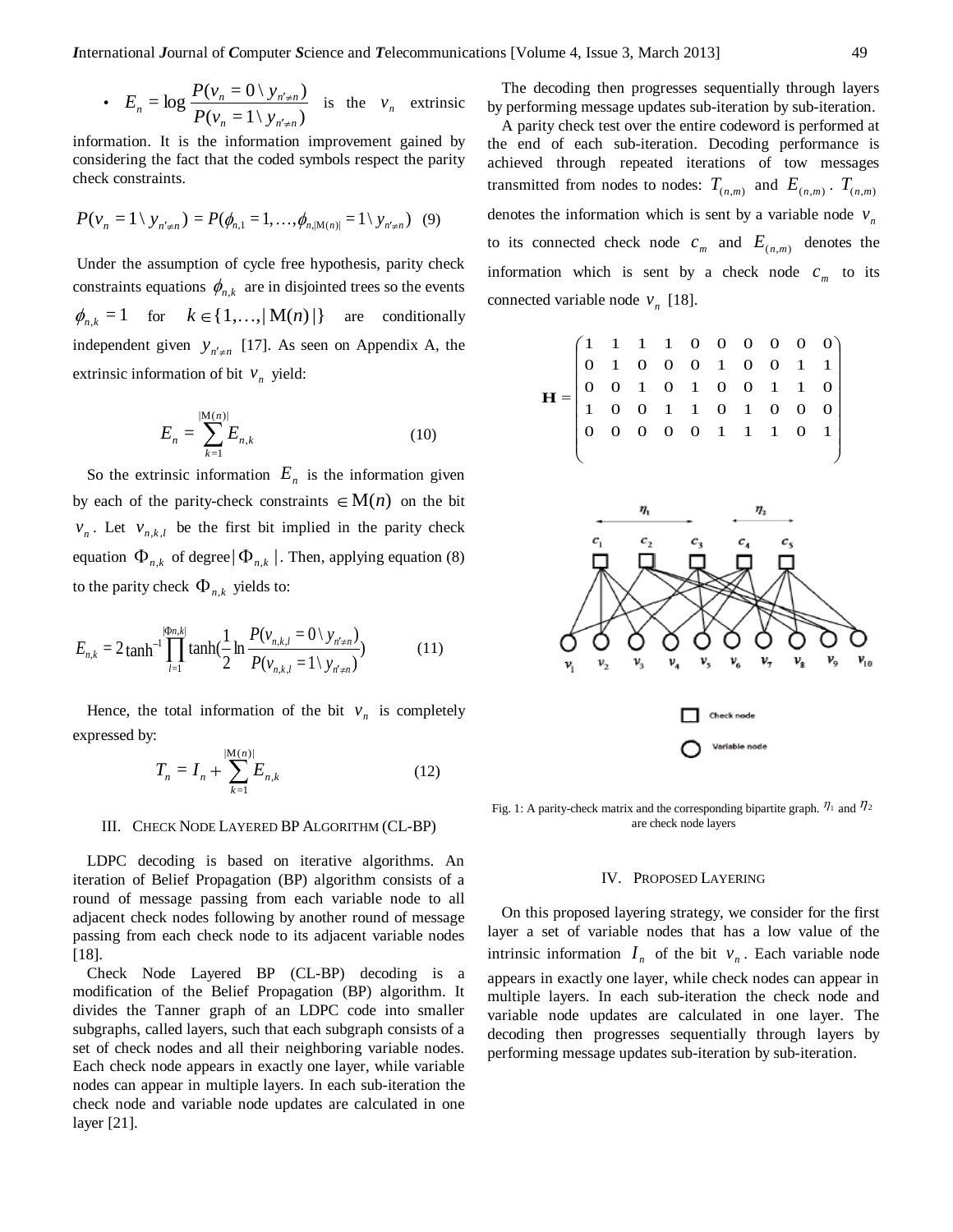- $E_n = \log \dfrac{P(v_n = 0 \backslash y_{n' \neq n})}{P(v_n = 1 \backslash y_{n' \neq n})}$ is the $v_n$ extrinsic information. It is the information improvement gained by considering the fact that the coded symbols respect the parity check constraints.

$$P(v_n = 1 \backslash y_{n' \neq n}) = P(\phi_{n,1} = 1, \ldots, \phi_{n,|\mathrm{M}(n)|} = 1 \backslash y_{n' \neq n}) \quad (9)$$

Under the assumption of cycle free hypothesis, parity check constraints equations $\phi_{n,k}$ are in disjointed trees so the events $\phi_{n,k} = 1$ for $k \in \{1, \ldots, |\mathrm{M}(n)|\}$ are conditionally independent given $y_{n' \neq n}$ [17]. As seen on Appendix A, the extrinsic information of bit $v_n$ yield:

$$E_n = \sum_{k=1}^{|\mathrm{M}(n)|} E_{n,k} \quad (10)$$

So the extrinsic information $E_n$ is the information given by each of the parity-check constraints $\in \mathrm{M}(n)$ on the bit $v_n$. Let $v_{n,k,l}$ be the first bit implied in the parity check equation $\Phi_{n,k}$ of degree $|\Phi_{n,k}|$. Then, applying equation (8) to the parity check $\Phi_{n,k}$ yields to:

$$E_{n,k} = 2 \tanh^{-1} \prod_{l=1}^{|\Phi n,k|} \tanh\left(\frac{1}{2} \ln \frac{P(v_{n,k,l} = 0 \backslash y_{n' \neq n})}{P(v_{n,k,l} = 1 \backslash y_{n' \neq n})}\right) \quad (11)$$

Hence, the total information of the bit $v_n$ is completely expressed by:

$$T_n = I_n + \sum_{k=1}^{|\mathrm{M}(n)|} E_{n,k} \quad (12)$$

## III. Check Node Layered BP Algorithm (CL-BP)

LDPC decoding is based on iterative algorithms. An iteration of Belief Propagation (BP) algorithm consists of a round of message passing from each variable node to all adjacent check nodes following by another round of message passing from each check node to its adjacent variable nodes [18].

Check Node Layered BP (CL-BP) decoding is a modification of the Belief Propagation (BP) algorithm. It divides the Tanner graph of an LDPC code into smaller subgraphs, called layers, such that each subgraph consists of a set of check nodes and all their neighboring variable nodes. Each check node appears in exactly one layer, while variable nodes can appear in multiple layers. In each sub-iteration the check node and variable node updates are calculated in one layer [21].

The decoding then progresses sequentially through layers by performing message updates sub-iteration by sub-iteration.

A parity check test over the entire codeword is performed at the end of each sub-iteration. Decoding performance is achieved through repeated iterations of tow messages transmitted from nodes to nodes: $T_{(n,m)}$ and $E_{(n,m)}$. $T_{(n,m)}$ denotes the information which is sent by a variable node $v_n$ to its connected check node $c_m$ and $E_{(n,m)}$ denotes the information which is sent by a check node $c_m$ to its connected variable node $v_n$ [18].

$$\mathbf{H} = \begin{pmatrix} 1 & 1 & 1 & 1 & 0 & 0 & 0 & 0 & 0 & 0 \\ 0 & 1 & 0 & 0 & 0 & 1 & 0 & 0 & 1 & 1 \\ 0 & 0 & 1 & 0 & 1 & 0 & 0 & 1 & 1 & 0 \\ 1 & 0 & 0 & 1 & 1 & 0 & 1 & 0 & 0 & 0 \\ 0 & 0 & 0 & 0 & 0 & 1 & 1 & 1 & 0 & 1 \end{pmatrix}$$

Fig. 1: A parity-check matrix and the corresponding bipartite graph. $\eta_1$ and $\eta_2$ are check node layers

## IV. Proposed Layering

On this proposed layering strategy, we consider for the first layer a set of variable nodes that has a low value of the intrinsic information $I_n$ of the bit $v_n$. Each variable node appears in exactly one layer, while check nodes can appear in multiple layers. In each sub-iteration the check node and variable node updates are calculated in one layer. The decoding then progresses sequentially through layers by performing message updates sub-iteration by sub-iteration.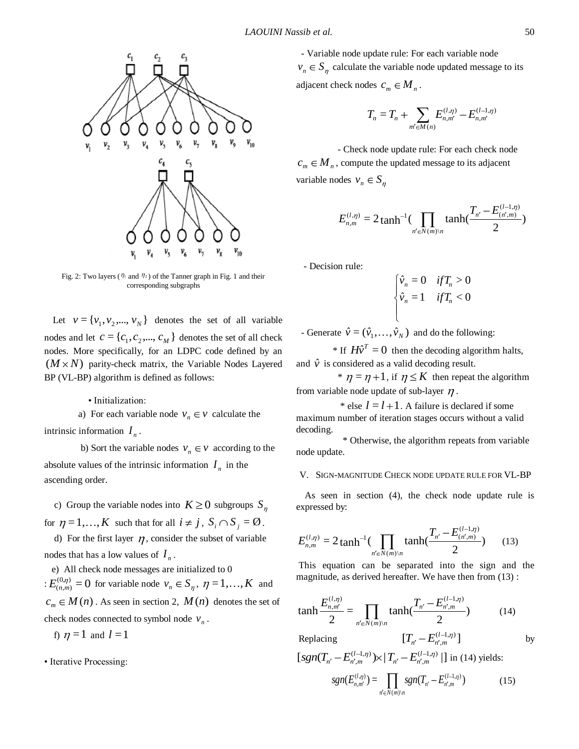Fig. 2: Two layers ($\eta_1$ and $\eta_2$) of the Tanner graph in Fig. 1 and their corresponding subgraphs

Let $v = \{v_1, v_2, ..., v_N\}$ denotes the set of all variable nodes and let $c = \{c_1, c_2, ..., c_M\}$ denotes the set of all check nodes. More specifically, for an LDPC code defined by an $(M \times N)$ parity-check matrix, the Variable Nodes Layered BP (VL-BP) algorithm is defined as follows:

• Initialization:

a) For each variable node $v_n \in v$ calculate the intrinsic information $I_n$.

b) Sort the variable nodes $v_n \in v$ according to the absolute values of the intrinsic information $I_n$ in the ascending order.

c) Group the variable nodes into $K \geq 0$ subgroups $S_\eta$ for $\eta = 1, \ldots, K$ such that for all $i \neq j$, $S_i \cap S_j = \emptyset$.

d) For the first layer $\eta$, consider the subset of variable nodes that has a low values of $I_n$.

e) All check node messages are initialized to 0 : $E_{(n,m)}^{(0,\eta)} = 0$ for variable node $v_n \in S_\eta$, $\eta = 1, \ldots, K$ and $c_m \in M(n)$. As seen in section 2, $M(n)$ denotes the set of check nodes connected to symbol node $v_n$.

f) $\eta = 1$ and $l = 1$

• Iterative Processing:

- Variable node update rule: For each variable node $v_n \in S_\eta$ calculate the variable node updated message to its adjacent check nodes $c_m \in M_n$.

$$T_n = T_n + \sum_{m' \in M(n)} E_{n,m'}^{(l,\eta)} - E_{n,m'}^{(l-1,\eta)}$$

- Check node update rule: For each check node $c_m \in M_n$, compute the updated message to its adjacent variable nodes $v_n \in S_\eta$

$$E_{n,m}^{(l,\eta)} = 2\tanh^{-1}\left(\prod_{n' \in N(m) \backslash n} \tanh\left(\frac{T_{n'} - E_{(n',m)}^{(l-1,\eta)}}{2}\right)\right)$$

- Decision rule:

$$\begin{cases} \hat{v}_n = 0 & if T_n > 0 \\ \hat{v}_n = 1 & if T_n < 0 \end{cases}$$

- Generate $\hat{v} = (\hat{v}_1, \ldots, \hat{v}_N)$ and do the following:

* If $H\hat{v}^T = 0$ then the decoding algorithm halts, and $\hat{v}$ is considered as a valid decoding result.

* $\eta = \eta + 1$, if $\eta \leq K$ then repeat the algorithm from variable node update of sub-layer $\eta$.

* else $l = l + 1$. A failure is declared if some maximum number of iteration stages occurs without a valid decoding.

* Otherwise, the algorithm repeats from variable node update.

## V. SIGN-MAGNITUDE CHECK NODE UPDATE RULE FOR VL-BP

As seen in section (4), the check node update rule is expressed by:

$$E_{n,m}^{(l,\eta)} = 2\tanh^{-1}\left(\prod_{n' \in N(m) \backslash n} \tanh\left(\frac{T_{n'} - E_{(n',m)}^{(l-1,\eta)}}{2}\right)\right) \quad (13)$$

This equation can be separated into the sign and the magnitude, as derived hereafter. We have then from (13) :

$$\tanh \frac{E_{n,m'}^{(l,\eta)}}{2} = \prod_{n' \in N(m) \backslash n} \tanh\left(\frac{T_{n'} - E_{n',m}^{(l-1,\eta)}}{2}\right) \quad (14)$$

Replacing $[T_{n'} - E_{n',m}^{(l-1,\eta)}]$ by $[sgn(T_{n'} - E_{n',m}^{(l-1,\eta)}) \times |T_{n'} - E_{n',m}^{(l-1,\eta)}|]$ in (14) yields:

$$sgn(E_{n,m'}^{(l,\eta)}) = \prod_{n' \in N(m) \backslash n} sgn(T_{n'} - E_{n',m}^{(l-1,\eta)}) \quad (15)$$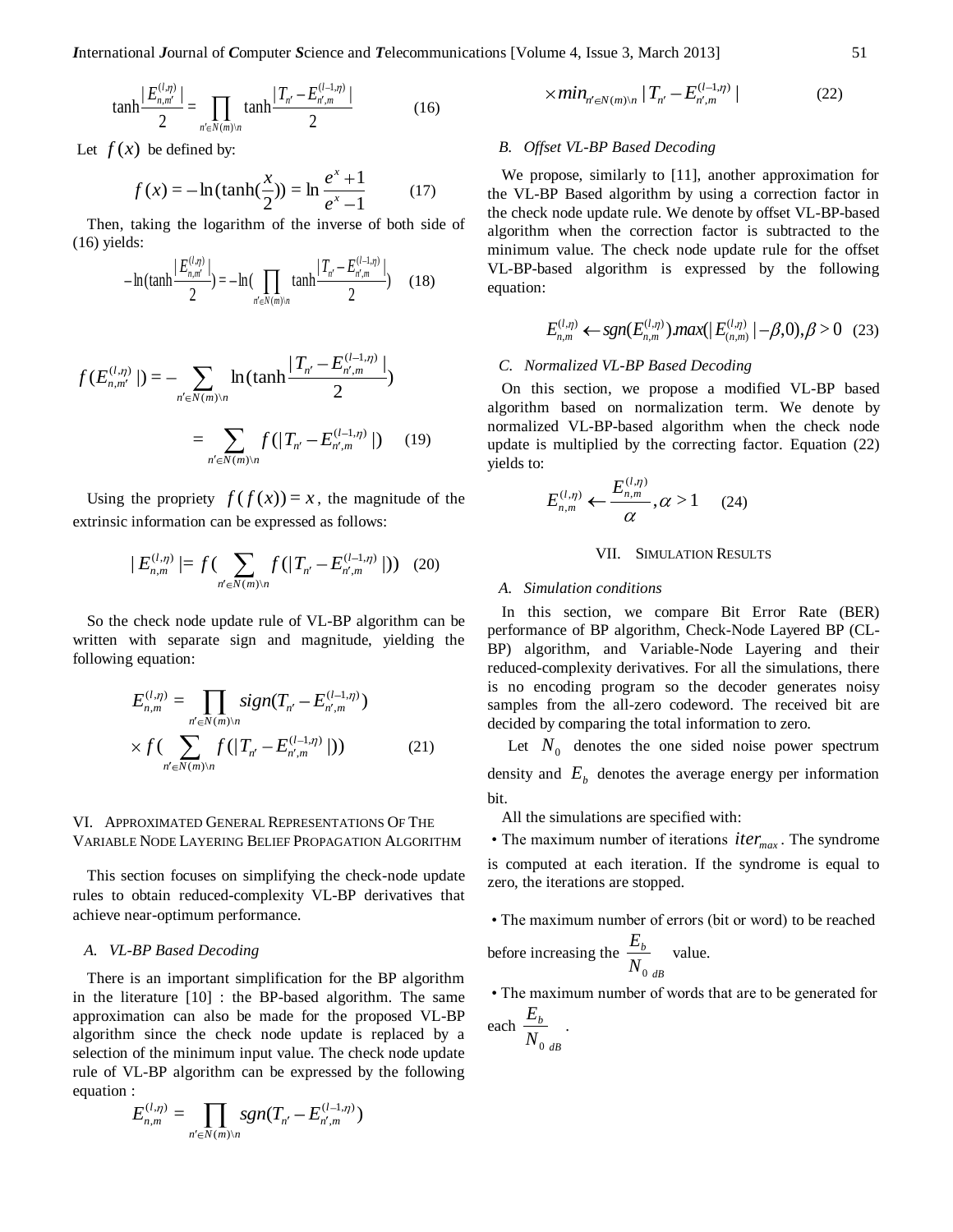$$\tanh\frac{|E_{n,m'}^{(l,\eta)}|}{2} = \prod_{n'\in N(m)\backslash n} \tanh\frac{|T_{n'} - E_{n',m}^{(l-1,\eta)}|}{2} \quad (16)$$

Let $f(x)$ be defined by:

$$f(x) = -\ln(\tanh(\frac{x}{2})) = \ln\frac{e^x+1}{e^x-1} \quad (17)$$

Then, taking the logarithm of the inverse of both side of (16) yields:

$$-\ln(\tanh\frac{|E_{n,m'}^{(l,\eta)}|}{2}) = -\ln(\prod_{n'\in N(m)\backslash n} \tanh\frac{|T_{n'} - E_{n',m}^{(l-1,\eta)}|}{2}) \quad (18)$$

$$f(E_{n,m'}^{(l,\eta)}|) = -\sum_{n'\in N(m)\backslash n} \ln(\tanh\frac{|T_{n'} - E_{n',m}^{(l-1,\eta)}|}{2})$$

$$= \sum_{n'\in N(m)\backslash n} f(|T_{n'} - E_{n',m}^{(l-1,\eta)}|) \quad (19)$$

Using the propriety $f(f(x)) = x$, the magnitude of the extrinsic information can be expressed as follows:

$$|E_{n,m}^{(l,\eta)}| = f(\sum_{n'\in N(m)\backslash n} f(|T_{n'} - E_{n',m}^{(l-1,\eta)}|)) \quad (20)$$

So the check node update rule of VL-BP algorithm can be written with separate sign and magnitude, yielding the following equation:

$$E_{n,m}^{(l,\eta)} = \prod_{n'\in N(m)\backslash n} sign(T_{n'} - E_{n',m}^{(l-1,\eta)})$$
$$\times f(\sum_{n'\in N(m)\backslash n} f(|T_{n'} - E_{n',m}^{(l-1,\eta)}|)) \quad (21)$$

## VI. Approximated General Representations Of The Variable Node Layering Belief Propagation Algorithm

This section focuses on simplifying the check-node update rules to obtain reduced-complexity VL-BP derivatives that achieve near-optimum performance.

### A. VL-BP Based Decoding

There is an important simplification for the BP algorithm in the literature [10] : the BP-based algorithm. The same approximation can also be made for the proposed VL-BP algorithm since the check node update is replaced by a selection of the minimum input value. The check node update rule of VL-BP algorithm can be expressed by the following equation :

$$E_{n,m}^{(l,\eta)} = \prod_{n'\in N(m)\backslash n} sgn(T_{n'} - E_{n',m}^{(l-1,\eta)})$$
$$\times min_{n'\in N(m)\backslash n} |T_{n'} - E_{n',m}^{(l-1,\eta)}| \quad (22)$$

### B. Offset VL-BP Based Decoding

We propose, similarly to [11], another approximation for the VL-BP Based algorithm by using a correction factor in the check node update rule. We denote by offset VL-BP-based algorithm when the correction factor is subtracted to the minimum value. The check node update rule for the offset VL-BP-based algorithm is expressed by the following equation:

$$E_{n,m}^{(l,\eta)} \leftarrow sgn(E_{n,m}^{(l,\eta)}).max(|E_{(n,m)}^{(l,\eta)}| - \beta, 0), \beta > 0 \quad (23)$$

### C. Normalized VL-BP Based Decoding

On this section, we propose a modified VL-BP based algorithm based on normalization term. We denote by normalized VL-BP-based algorithm when the check node update is multiplied by the correcting factor. Equation (22) yields to:

$$E_{n,m}^{(l,\eta)} \leftarrow \frac{E_{n,m}^{(l,\eta)}}{\alpha}, \alpha > 1 \quad (24)$$

## VII. Simulation Results

### A. Simulation conditions

In this section, we compare Bit Error Rate (BER) performance of BP algorithm, Check-Node Layered BP (CL-BP) algorithm, and Variable-Node Layering and their reduced-complexity derivatives. For all the simulations, there is no encoding program so the decoder generates noisy samples from the all-zero codeword. The received bit are decided by comparing the total information to zero.

Let $N_0$ denotes the one sided noise power spectrum density and $E_b$ denotes the average energy per information bit.

All the simulations are specified with:

- The maximum number of iterations $iter_{max}$. The syndrome is computed at each iteration. If the syndrome is equal to zero, the iterations are stopped.

- The maximum number of errors (bit or word) to be reached before increasing the $\frac{E_b}{N_0}_{dB}$ value.

- The maximum number of words that are to be generated for each $\frac{E_b}{N_0}_{dB}$.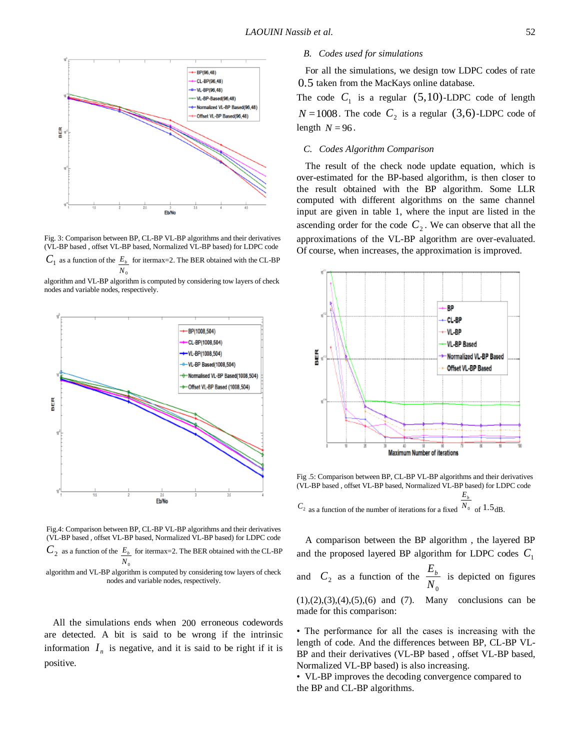Fig. 3: Comparison between BP, CL-BP VL-BP algorithms and their derivatives (VL-BP based , offset VL-BP based, Normalized VL-BP based) for LDPC code $C_1$ as a function of the $\frac{E_b}{N_0}$ for itermax=2. The BER obtained with the CL-BP algorithm and VL-BP algorithm is computed by considering tow layers of check nodes and variable nodes, respectively.

Fig.4: Comparison between BP, CL-BP VL-BP algorithms and their derivatives (VL-BP based , offset VL-BP based, Normalized VL-BP based) for LDPC code $C_2$ as a function of the $\frac{E_b}{N_0}$ for itermax=2. The BER obtained with the CL-BP algorithm and VL-BP algorithm is computed by considering tow layers of check nodes and variable nodes, respectively.

All the simulations ends when 200 erroneous codewords are detected. A bit is said to be wrong if the intrinsic information $I_n$ is negative, and it is said to be right if it is positive.

### *B. Codes used for simulations*

For all the simulations, we design tow LDPC codes of rate 0.5 taken from the MacKays online database.

The code $C_1$ is a regular $(5,10)$-LDPC code of length $N = 1008$. The code $C_2$ is a regular $(3,6)$-LDPC code of length $N = 96$.

### *C. Codes Algorithm Comparison*

The result of the check node update equation, which is over-estimated for the BP-based algorithm, is then closer to the result obtained with the BP algorithm. Some LLR computed with different algorithms on the same channel input are given in table 1, where the input are listed in the ascending order for the code $C_2$. We can observe that all the approximations of the VL-BP algorithm are over-evaluated. Of course, when increases, the approximation is improved.

Fig .5: Comparison between BP, CL-BP VL-BP algorithms and their derivatives (VL-BP based , offset VL-BP based, Normalized VL-BP based) for LDPC code $C_2$ as a function of the number of iterations for a fixed $\frac{E_b}{N_0}$ of 1.5dB.

A comparison between the BP algorithm , the layered BP and the proposed layered BP algorithm for LDPC codes $C_1$ and $C_2$ as a function of the $\frac{E_b}{N_0}$ is depicted on figures (1),(2),(3),(4),(5),(6) and (7). Many conclusions can be made for this comparison:

- The performance for all the cases is increasing with the length of code. And the differences between BP, CL-BP VL-BP and their derivatives (VL-BP based , offset VL-BP based, Normalized VL-BP based) is also increasing.
- VL-BP improves the decoding convergence compared to the BP and CL-BP algorithms.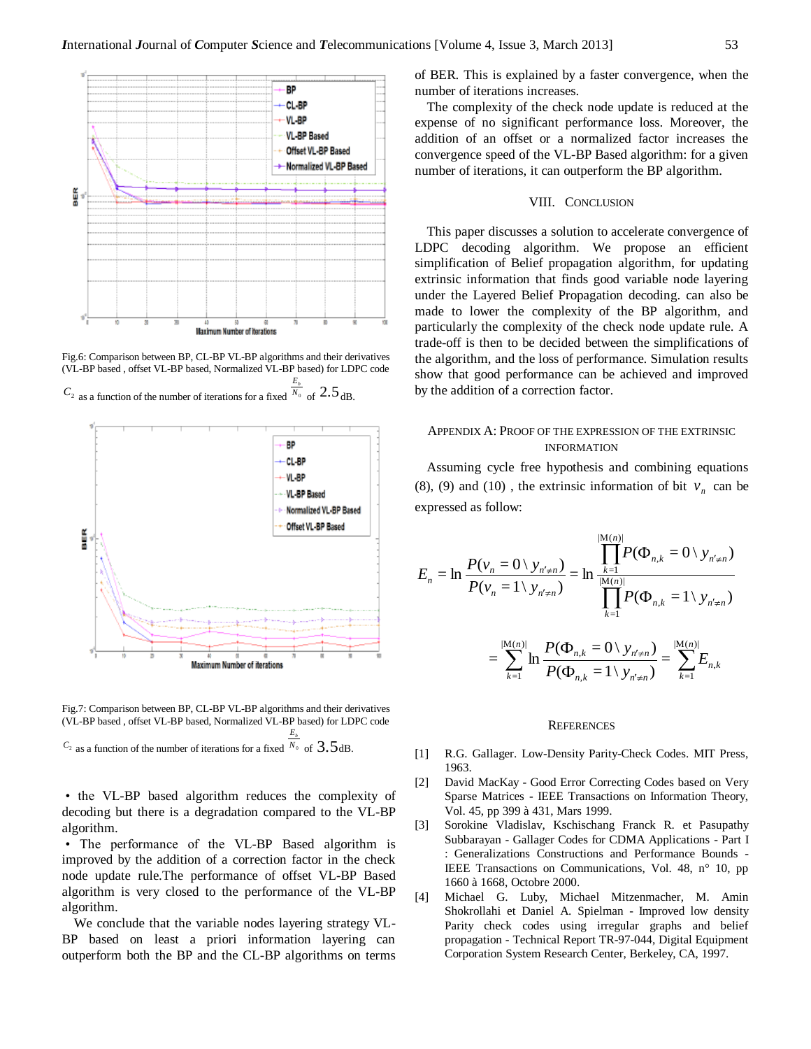Fig.6: Comparison between BP, CL-BP VL-BP algorithms and their derivatives (VL-BP based , offset VL-BP based, Normalized VL-BP based) for LDPC code $C_2$ as a function of the number of iterations for a fixed $\frac{E_b}{N_0}$ of 2.5dB.

Fig.7: Comparison between BP, CL-BP VL-BP algorithms and their derivatives (VL-BP based , offset VL-BP based, Normalized VL-BP based) for LDPC code $C_2$ as a function of the number of iterations for a fixed $\frac{E_b}{N_0}$ of 3.5dB.

- the VL-BP based algorithm reduces the complexity of decoding but there is a degradation compared to the VL-BP algorithm.
- The performance of the VL-BP Based algorithm is improved by the addition of a correction factor in the check node update rule.The performance of offset VL-BP Based algorithm is very closed to the performance of the VL-BP algorithm.

We conclude that the variable nodes layering strategy VL-BP based on least a priori information layering can outperform both the BP and the CL-BP algorithms on terms of BER. This is explained by a faster convergence, when the number of iterations increases.

The complexity of the check node update is reduced at the expense of no significant performance loss. Moreover, the addition of an offset or a normalized factor increases the convergence speed of the VL-BP Based algorithm: for a given number of iterations, it can outperform the BP algorithm.

## VIII. Conclusion

This paper discusses a solution to accelerate convergence of LDPC decoding algorithm. We propose an efficient simplification of Belief propagation algorithm, for updating extrinsic information that finds good variable node layering under the Layered Belief Propagation decoding. can also be made to lower the complexity of the BP algorithm, and particularly the complexity of the check node update rule. A trade-off is then to be decided between the simplifications of the algorithm, and the loss of performance. Simulation results show that good performance can be achieved and improved by the addition of a correction factor.

## Appendix A: Proof of the Expression of the Extrinsic Information

Assuming cycle free hypothesis and combining equations (8), (9) and (10) , the extrinsic information of bit $v_n$ can be expressed as follow:

$$E_n = \ln \frac{P(v_n = 0 \setminus y_{n' \neq n})}{P(v_n = 1 \setminus y_{n' \neq n})} = \ln \frac{\prod_{k=1}^{|\mathrm{M}(n)|} P(\Phi_{n,k} = 0 \setminus y_{n' \neq n})}{\prod_{k=1}^{|\mathrm{M}(n)|} P(\Phi_{n,k} = 1 \setminus y_{n' \neq n})}$$

$$= \sum_{k=1}^{|\mathrm{M}(n)|} \ln \frac{P(\Phi_{n,k} = 0 \setminus y_{n' \neq n})}{P(\Phi_{n,k} = 1 \setminus y_{n' \neq n})} = \sum_{k=1}^{|\mathrm{M}(n)|} E_{n,k}$$

## References

[1] R.G. Gallager. Low-Density Parity-Check Codes. MIT Press, 1963.

[2] David MacKay - Good Error Correcting Codes based on Very Sparse Matrices - IEEE Transactions on Information Theory, Vol. 45, pp 399 à 431, Mars 1999.

[3] Sorokine Vladislav, Kschischang Franck R. et Pasupathy Subbarayan - Gallager Codes for CDMA Applications - Part I : Generalizations Constructions and Performance Bounds - IEEE Transactions on Communications, Vol. 48, n° 10, pp 1660 à 1668, Octobre 2000.

[4] Michael G. Luby, Michael Mitzenmacher, M. Amin Shokrollahi et Daniel A. Spielman - Improved low density Parity check codes using irregular graphs and belief propagation - Technical Report TR-97-044, Digital Equipment Corporation System Research Center, Berkeley, CA, 1997.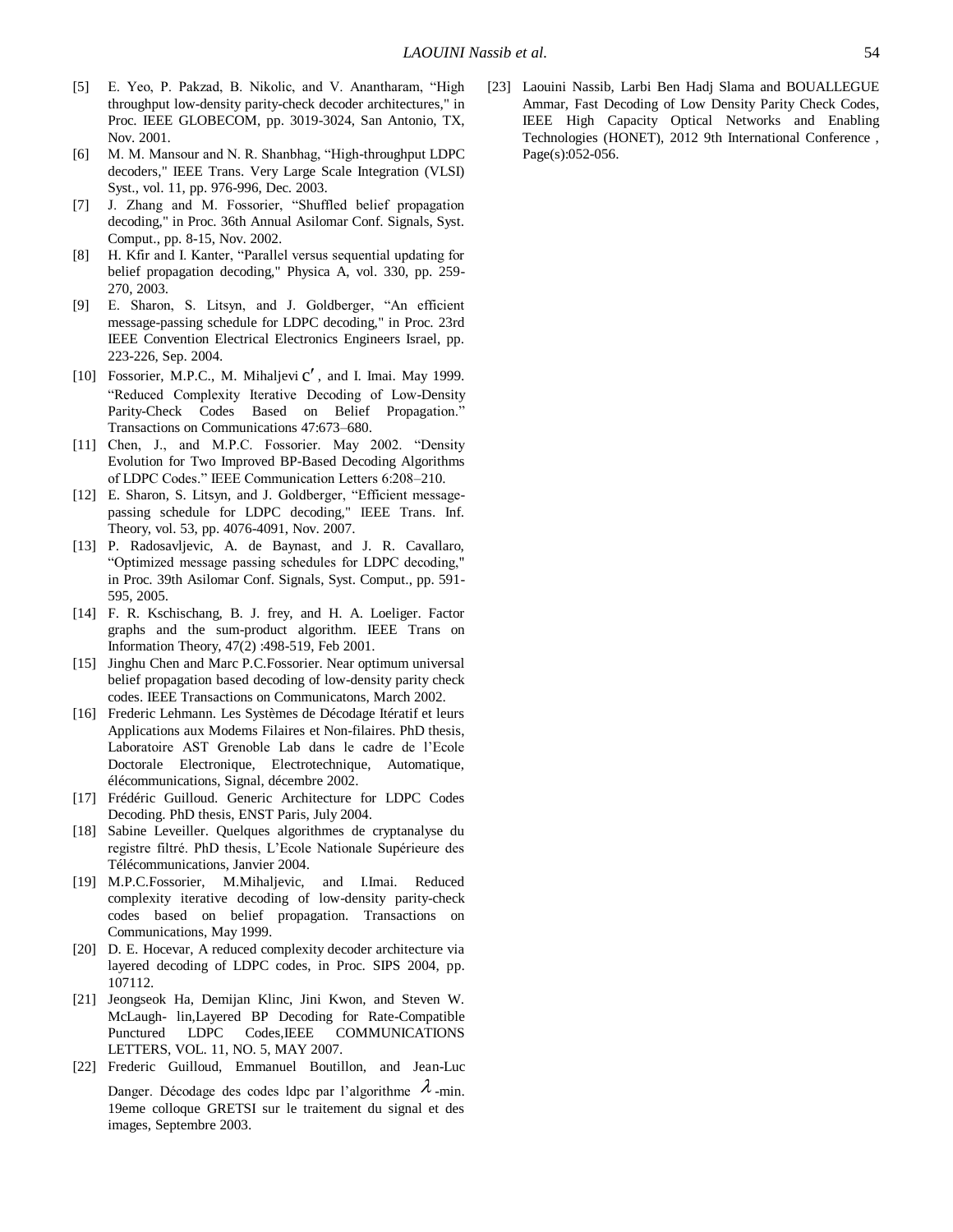[5] E. Yeo, P. Pakzad, B. Nikolic, and V. Anantharam, “High throughput low-density parity-check decoder architectures," in Proc. IEEE GLOBECOM, pp. 3019-3024, San Antonio, TX, Nov. 2001.

[6] M. M. Mansour and N. R. Shanbhag, “High-throughput LDPC decoders," IEEE Trans. Very Large Scale Integration (VLSI) Syst., vol. 11, pp. 976-996, Dec. 2003.

[7] J. Zhang and M. Fossorier, “Shuffled belief propagation decoding," in Proc. 36th Annual Asilomar Conf. Signals, Syst. Comput., pp. 8-15, Nov. 2002.

[8] H. Kfir and I. Kanter, “Parallel versus sequential updating for belief propagation decoding," Physica A, vol. 330, pp. 259-270, 2003.

[9] E. Sharon, S. Litsyn, and J. Goldberger, “An efficient message-passing schedule for LDPC decoding," in Proc. 23rd IEEE Convention Electrical Electronics Engineers Israel, pp. 223-226, Sep. 2004.

[10] Fossorier, M.P.C., M. Mihaljevi $c'$, and I. Imai. May 1999. “Reduced Complexity Iterative Decoding of Low-Density Parity-Check Codes Based on Belief Propagation.” Transactions on Communications 47:673–680.

[11] Chen, J., and M.P.C. Fossorier. May 2002. “Density Evolution for Two Improved BP-Based Decoding Algorithms of LDPC Codes.” IEEE Communication Letters 6:208–210.

[12] E. Sharon, S. Litsyn, and J. Goldberger, “Efficient message-passing schedule for LDPC decoding," IEEE Trans. Inf. Theory, vol. 53, pp. 4076-4091, Nov. 2007.

[13] P. Radosavljevic, A. de Baynast, and J. R. Cavallaro, “Optimized message passing schedules for LDPC decoding," in Proc. 39th Asilomar Conf. Signals, Syst. Comput., pp. 591-595, 2005.

[14] F. R. Kschischang, B. J. frey, and H. A. Loeliger. Factor graphs and the sum-product algorithm. IEEE Trans on Information Theory, 47(2) :498-519, Feb 2001.

[15] Jinghu Chen and Marc P.C.Fossorier. Near optimum universal belief propagation based decoding of low-density parity check codes. IEEE Transactions on Communicatons, March 2002.

[16] Frederic Lehmann. Les Systèmes de Décodage Itératif et leurs Applications aux Modems Filaires et Non-filaires. PhD thesis, Laboratoire AST Grenoble Lab dans le cadre de l’Ecole Doctorale Electronique, Electrotechnique, Automatique, élécommunications, Signal, décembre 2002.

[17] Frédéric Guilloud. Generic Architecture for LDPC Codes Decoding. PhD thesis, ENST Paris, July 2004.

[18] Sabine Leveiller. Quelques algorithmes de cryptanalyse du registre filtré. PhD thesis, L’Ecole Nationale Supérieure des Télécommunications, Janvier 2004.

[19] M.P.C.Fossorier, M.Mihaljevic, and I.Imai. Reduced complexity iterative decoding of low-density parity-check codes based on belief propagation. Transactions on Communications, May 1999.

[20] D. E. Hocevar, A reduced complexity decoder architecture via layered decoding of LDPC codes, in Proc. SIPS 2004, pp. 107112.

[21] Jeongseok Ha, Demijan Klinc, Jini Kwon, and Steven W. McLaugh- lin,Layered BP Decoding for Rate-Compatible Punctured LDPC Codes,IEEE COMMUNICATIONS LETTERS, VOL. 11, NO. 5, MAY 2007.

[22] Frederic Guilloud, Emmanuel Boutillon, and Jean-Luc Danger. Décodage des codes ldpc par l’algorithme $\lambda$-min. 19eme colloque GRETSI sur le traitement du signal et des images, Septembre 2003.

[23] Laouini Nassib, Larbi Ben Hadj Slama and BOUALLEGUE Ammar, Fast Decoding of Low Density Parity Check Codes, IEEE High Capacity Optical Networks and Enabling Technologies (HONET), 2012 9th International Conference , Page(s):052-056.